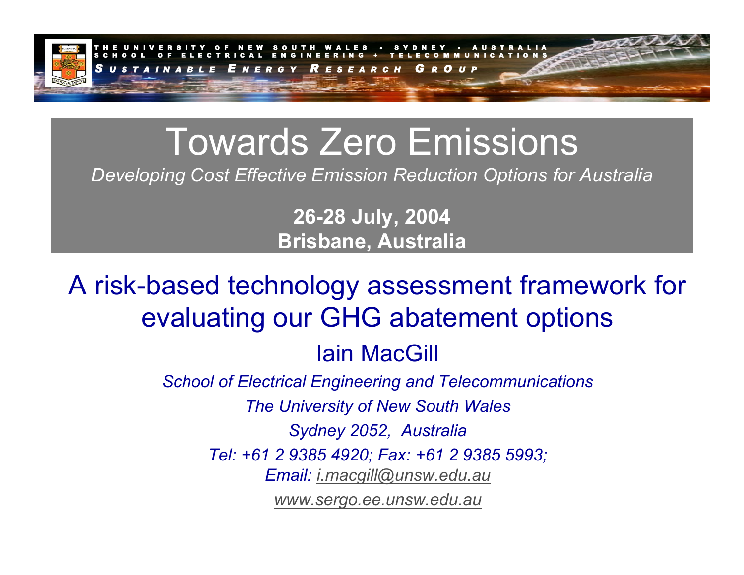THE UNIVERSITY OF NEW SOUTH WALES • SYDNEY • AUSTRALIA
SCHOOL OF ELECTRICAL ENGINEERING + TELECOMMUNICATIONS

*Sustainable Energy Research Group*

# Towards Zero Emissions

*Developing Cost Effective Emission Reduction Options for Australia*

**26-28 July, 2004**
**Brisbane, Australia**

## A risk-based technology assessment framework for evaluating our GHG abatement options

Iain MacGill

*School of Electrical Engineering and Telecommunications*

*The University of New South Wales*

*Sydney 2052, Australia*

*Tel: +61 2 9385 4920; Fax: +61 2 9385 5993;*

*Email: i.macgill@unsw.edu.au*

*www.sergo.ee.unsw.edu.au*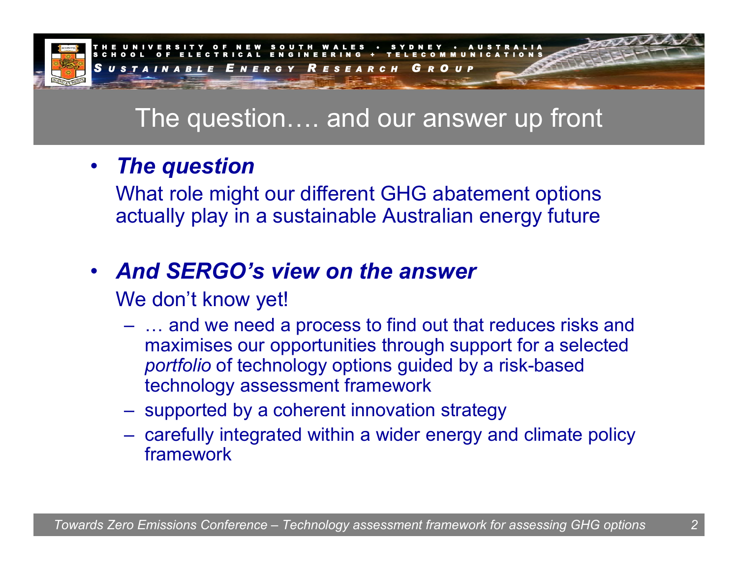# The question…. and our answer up front

- ***The question***

  What role might our different GHG abatement options actually play in a sustainable Australian energy future

- ***And SERGO's view on the answer***

  We don't know yet!

  - … and we need a process to find out that reduces risks and maximises our opportunities through support for a selected *portfolio* of technology options guided by a risk-based technology assessment framework
  - supported by a coherent innovation strategy
  - carefully integrated within a wider energy and climate policy framework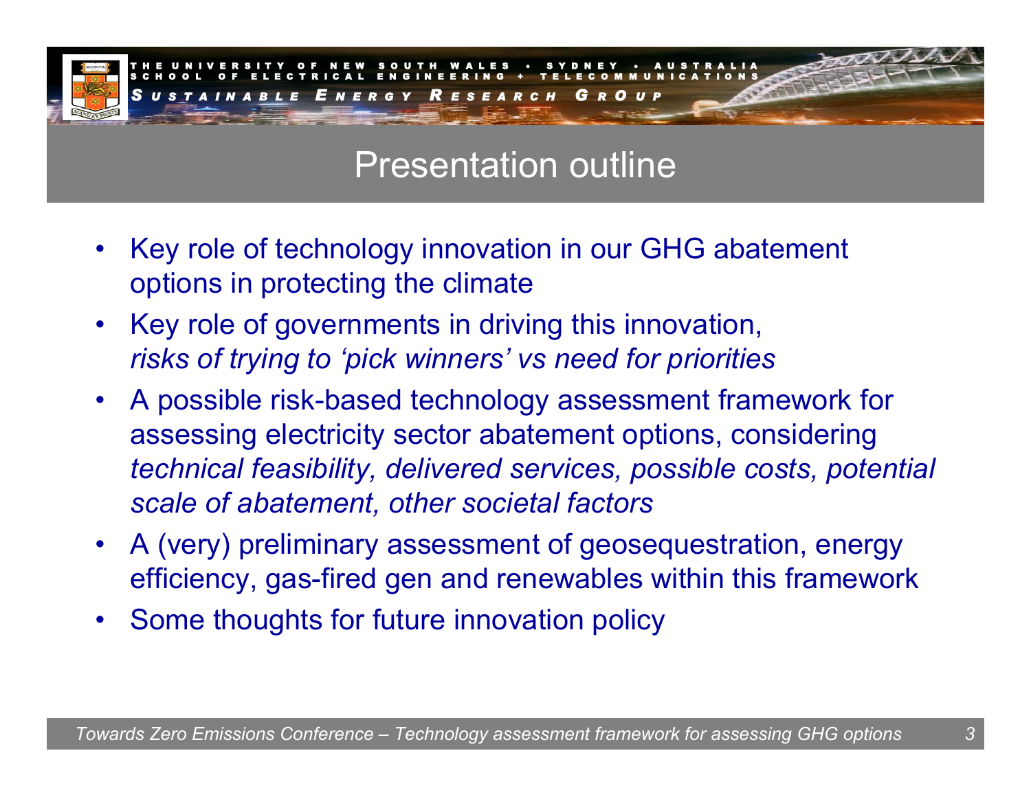# Presentation outline

- Key role of technology innovation in our GHG abatement options in protecting the climate
- Key role of governments in driving this innovation, *risks of trying to 'pick winners' vs need for priorities*
- A possible risk-based technology assessment framework for assessing electricity sector abatement options, considering *technical feasibility, delivered services, possible costs, potential scale of abatement, other societal factors*
- A (very) preliminary assessment of geosequestration, energy efficiency, gas-fired gen and renewables within this framework
- Some thoughts for future innovation policy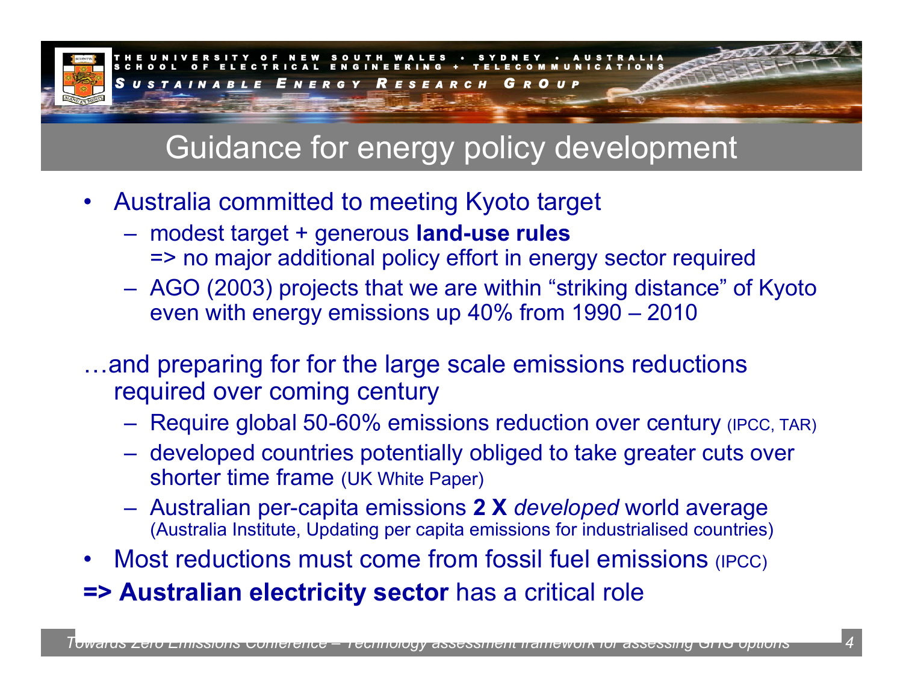# Guidance for energy policy development

- Australia committed to meeting Kyoto target
  - modest target + generous **land-use rules** => no major additional policy effort in energy sector required
  - AGO (2003) projects that we are within "striking distance" of Kyoto even with energy emissions up 40% from 1990 – 2010

…and preparing for for the large scale emissions reductions required over coming century

  - Require global 50-60% emissions reduction over century (IPCC, TAR)
  - developed countries potentially obliged to take greater cuts over shorter time frame (UK White Paper)
  - Australian per-capita emissions **2 X** *developed* world average (Australia Institute, Updating per capita emissions for industrialised countries)

- Most reductions must come from fossil fuel emissions (IPCC)

**=> Australian electricity sector** has a critical role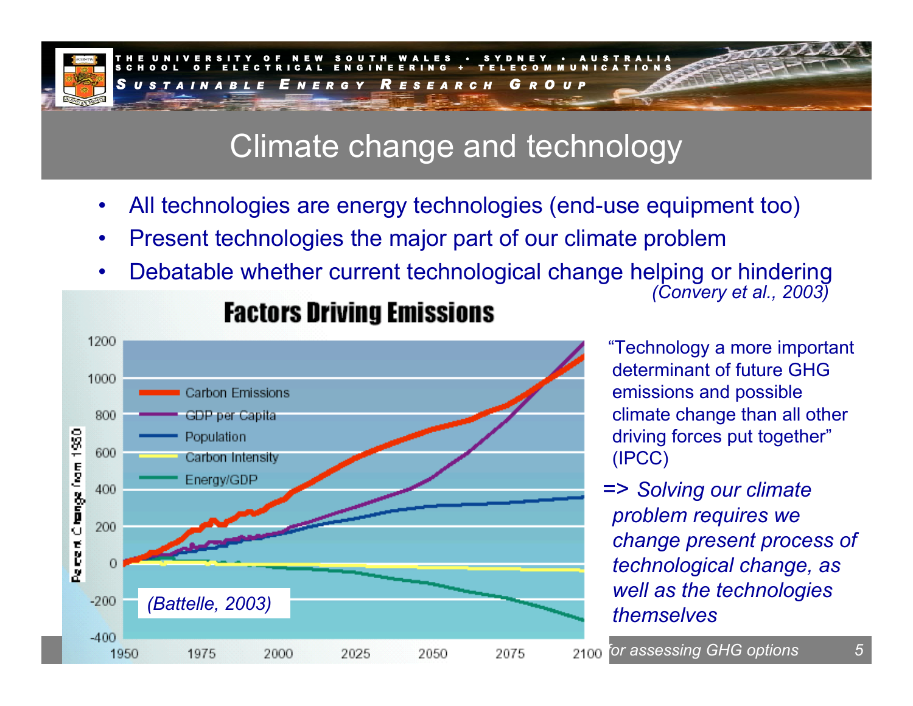# Climate change and technology

- All technologies are energy technologies (end-use equipment too)
- Present technologies the major part of our climate problem
- Debatable whether current technological change helping or hindering *(Convery et al., 2003)*

**Factors Driving Emissions**

Legend: Carbon Emissions; GDP per Capita; Population; Carbon Intensity; Energy/GDP

Y-axis: Percent Change from 1950 (-400 to 1200); X-axis: 1950 to 2100

*(Battelle, 2003)*

"Technology a more important determinant of future GHG emissions and possible climate change than all other driving forces put together" (IPCC)

=> *Solving our climate problem requires we change present process of technological change, as well as the technologies themselves*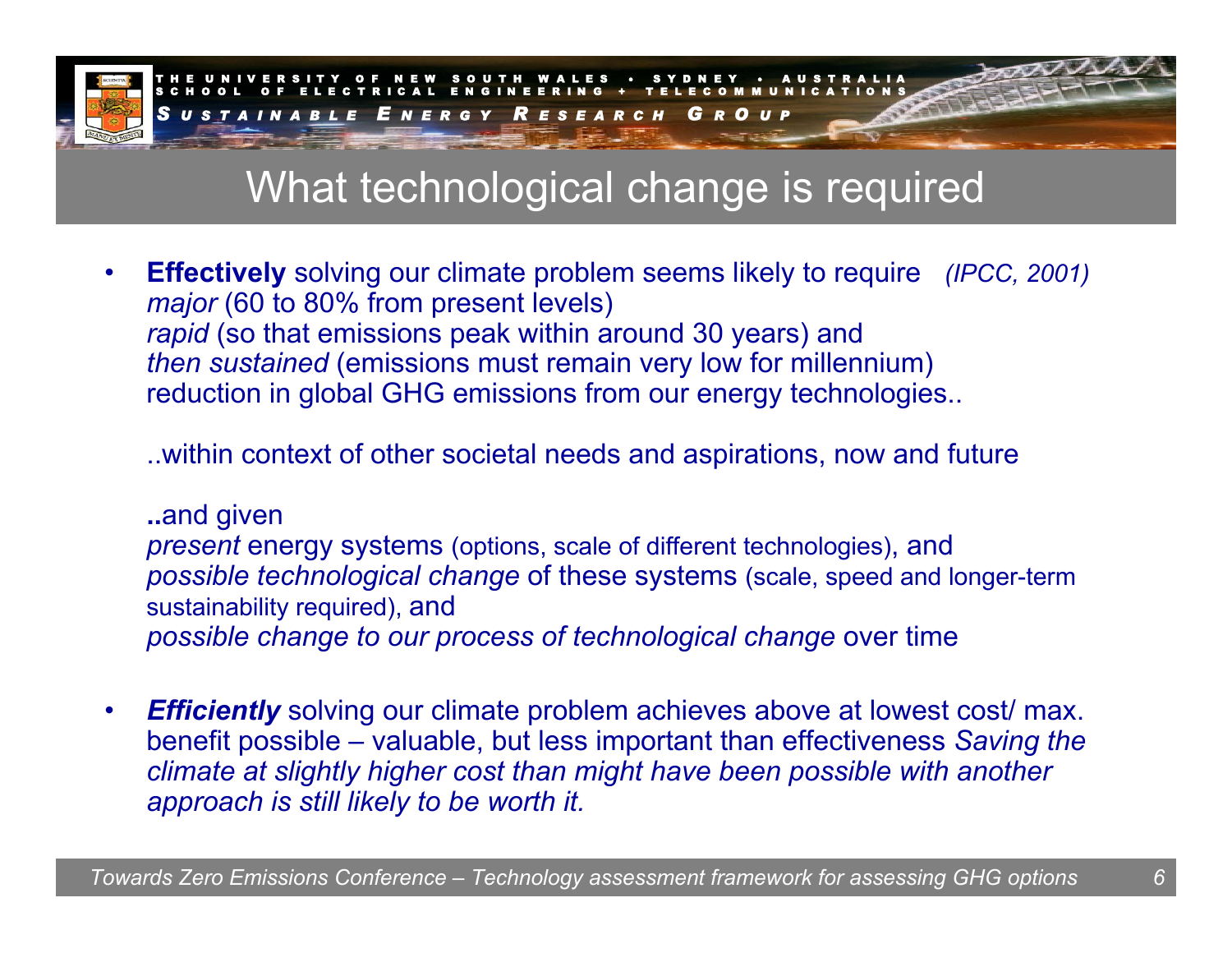## What technological change is required

- **Effectively** solving our climate problem seems likely to require *(IPCC, 2001)*
  *major* (60 to 80% from present levels)
  *rapid* (so that emissions peak within around 30 years) and
  *then sustained* (emissions must remain very low for millennium)
  reduction in global GHG emissions from our energy technologies..

  ..within context of other societal needs and aspirations, now and future

  **..**and given
  *present* energy systems (options, scale of different technologies), and
  *possible technological change* of these systems (scale, speed and longer-term sustainability required), and
  *possible change to our process of technological change* over time

- ***Efficiently*** solving our climate problem achieves above at lowest cost/ max. benefit possible – valuable, but less important than effectiveness *Saving the climate at slightly higher cost than might have been possible with another approach is still likely to be worth it.*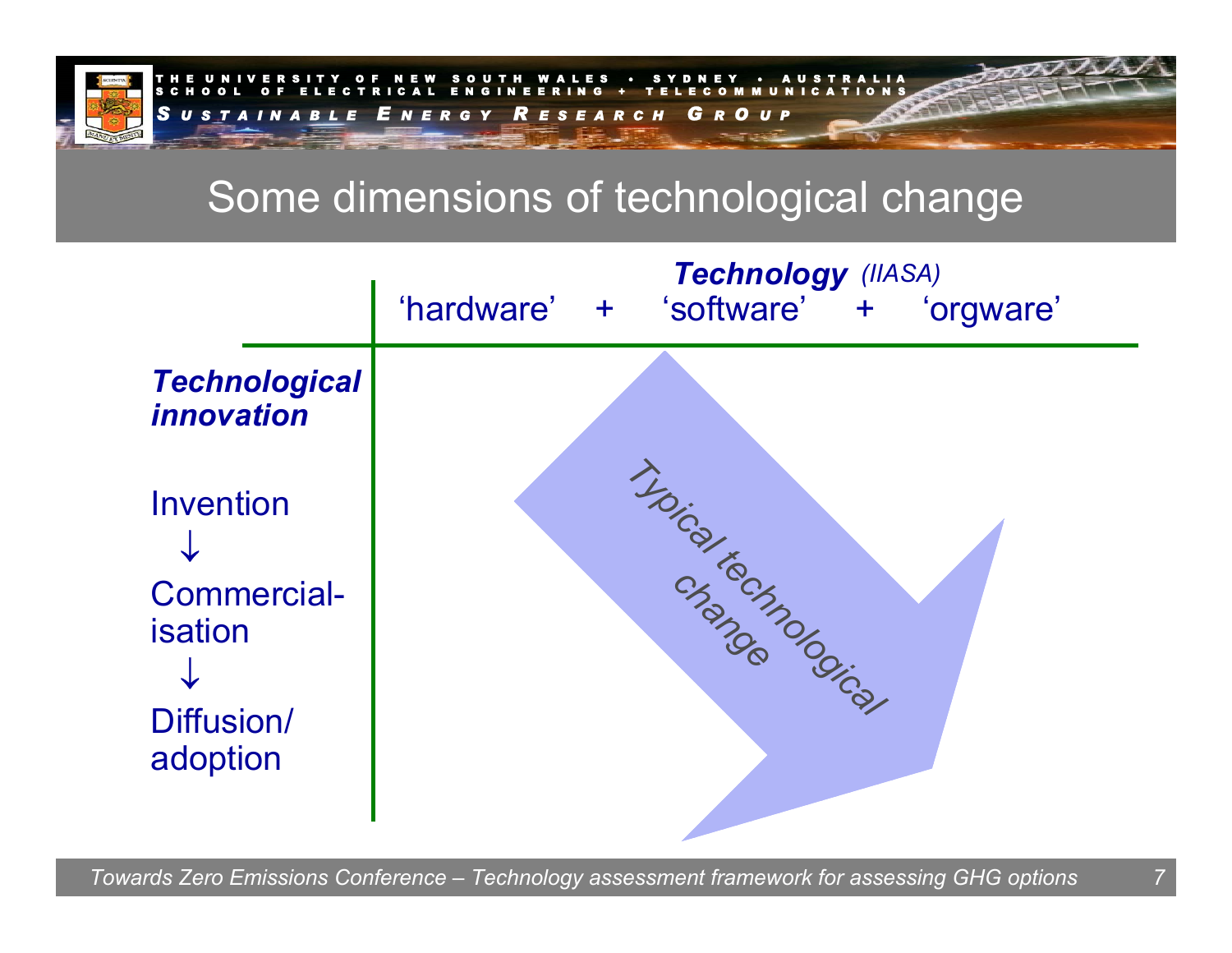# Some dimensions of technological change

***Technology*** *(IIASA)*

'hardware' + 'software' + 'orgware'

***Technological innovation***

Invention
↓
Commercial-isation
↓
Diffusion/ adoption

Typical technological change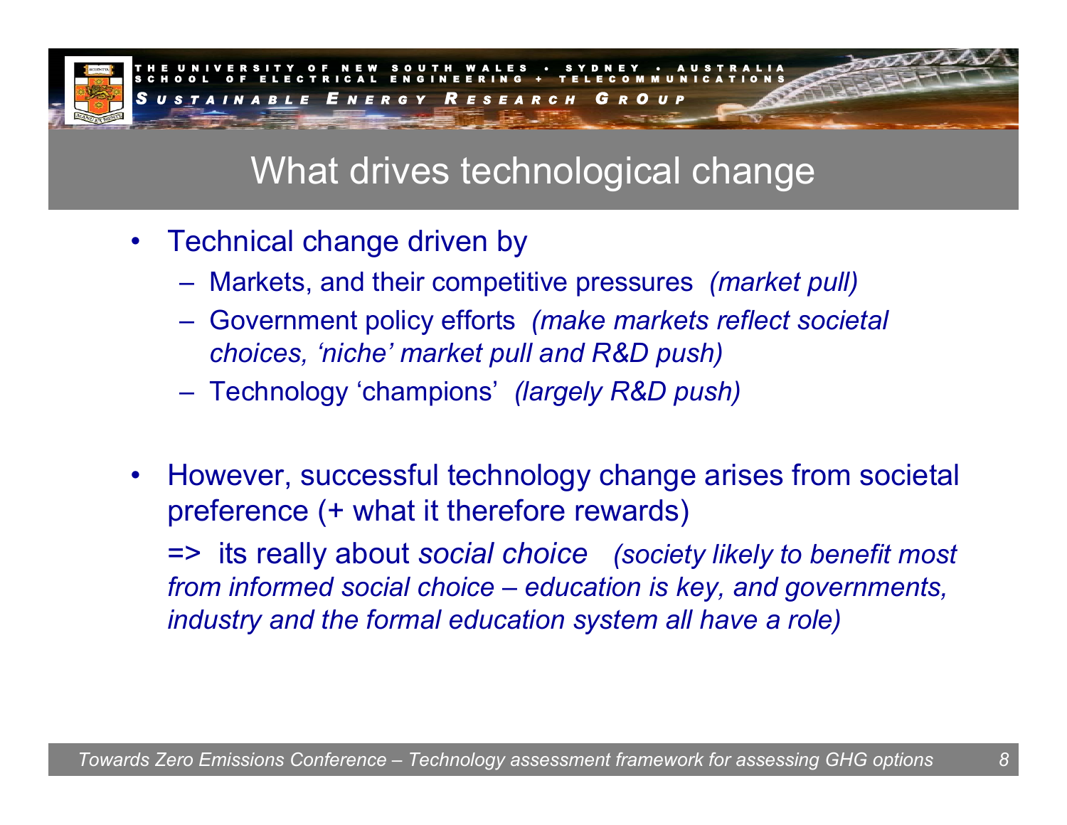# What drives technological change

- Technical change driven by
  - Markets, and their competitive pressures *(market pull)*
  - Government policy efforts *(make markets reflect societal choices, 'niche' market pull and R&D push)*
  - Technology 'champions' *(largely R&D push)*

- However, successful technology change arises from societal preference (+ what it therefore rewards)

  => its really about *social choice* *(society likely to benefit most from informed social choice – education is key, and governments, industry and the formal education system all have a role)*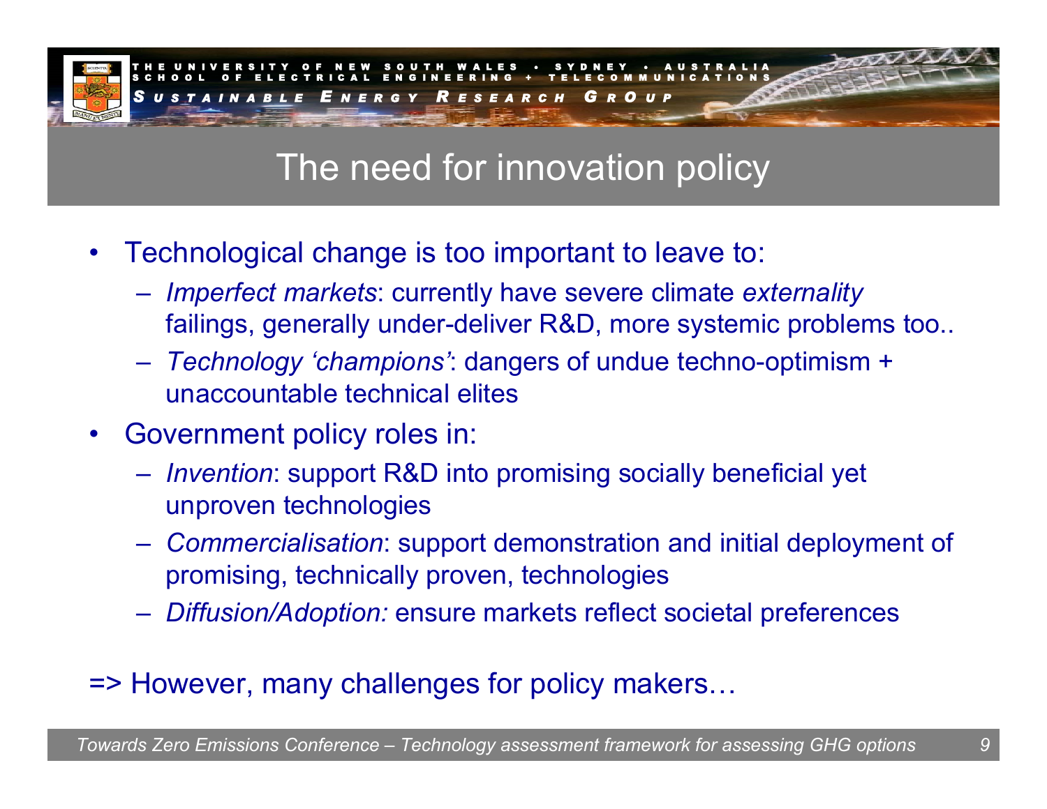# The need for innovation policy

- Technological change is too important to leave to:
  - *Imperfect markets*: currently have severe climate *externality* failings, generally under-deliver R&D, more systemic problems too..
  - *Technology 'champions'*: dangers of undue techno-optimism + unaccountable technical elites
- Government policy roles in:
  - *Invention*: support R&D into promising socially beneficial yet unproven technologies
  - *Commercialisation*: support demonstration and initial deployment of promising, technically proven, technologies
  - *Diffusion/Adoption:* ensure markets reflect societal preferences

=> However, many challenges for policy makers…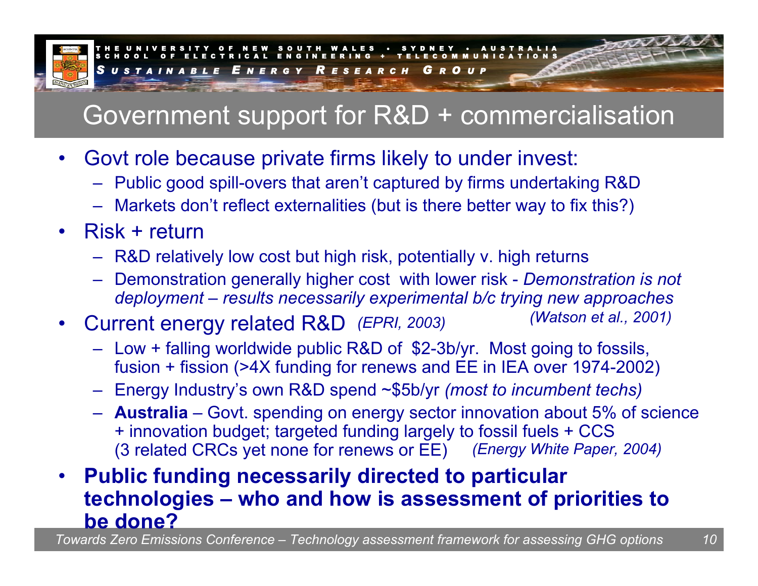# Government support for R&D + commercialisation

- Govt role because private firms likely to under invest:
  - Public good spill-overs that aren't captured by firms undertaking R&D
  - Markets don't reflect externalities (but is there better way to fix this?)
- Risk + return
  - R&D relatively low cost but high risk, potentially v. high returns
  - Demonstration generally higher cost with lower risk - *Demonstration is not deployment – results necessarily experimental b/c trying new approaches (Watson et al., 2001)*
- Current energy related R&D *(EPRI, 2003)*
  - Low + falling worldwide public R&D of $2-3b/yr. Most going to fossils, fusion + fission (>4X funding for renews and EE in IEA over 1974-2002)
  - Energy Industry's own R&D spend ~$5b/yr *(most to incumbent techs)*
  - **Australia** – Govt. spending on energy sector innovation about 5% of science + innovation budget; targeted funding largely to fossil fuels + CCS (3 related CRCs yet none for renews or EE) *(Energy White Paper, 2004)*
- **Public funding necessarily directed to particular technologies – who and how is assessment of priorities to be done?**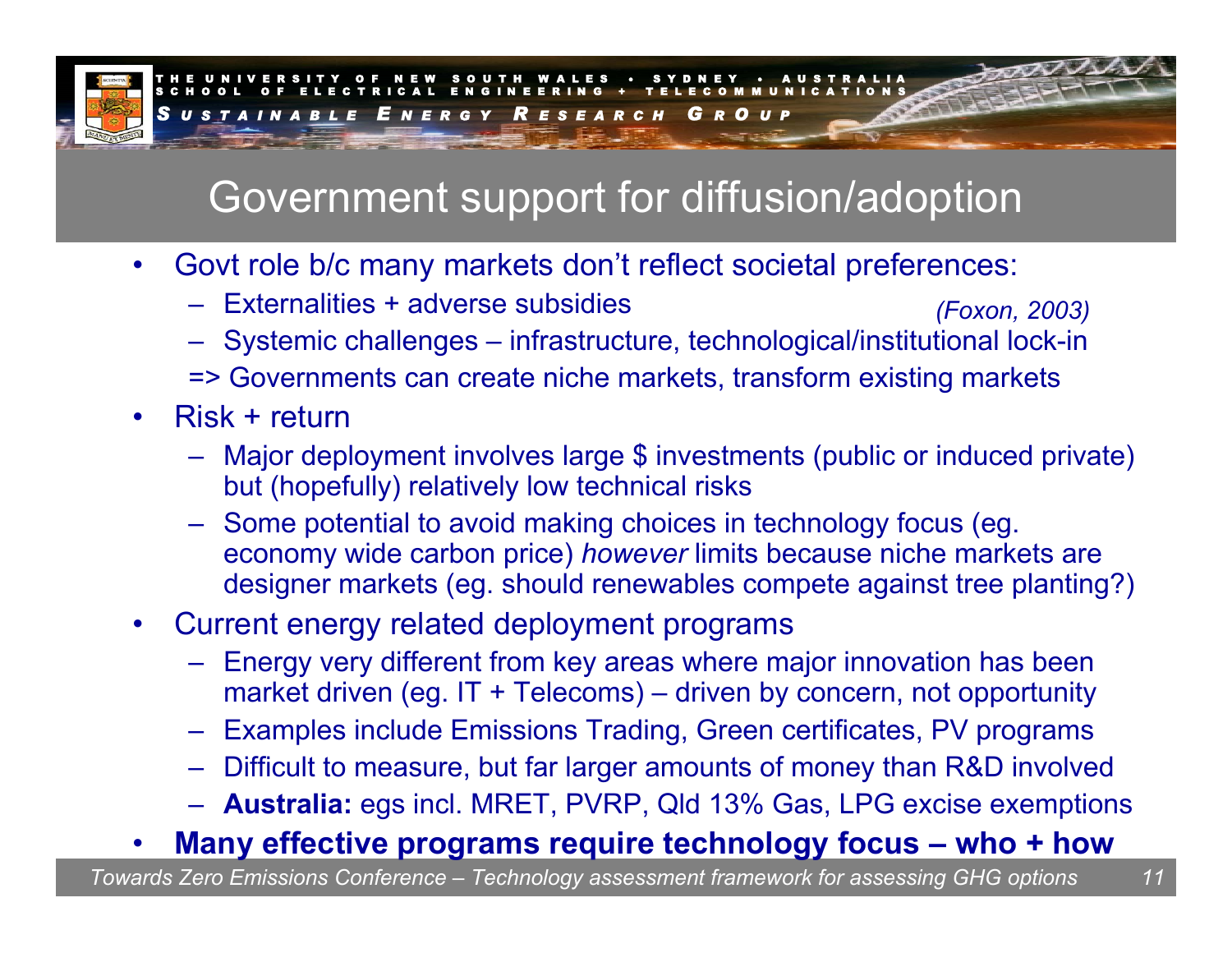# Government support for diffusion/adoption

- Govt role b/c many markets don't reflect societal preferences:
  - Externalities + adverse subsidies *(Foxon, 2003)*
  - Systemic challenges – infrastructure, technological/institutional lock-in
  
  => Governments can create niche markets, transform existing markets
- Risk + return
  - Major deployment involves large $ investments (public or induced private) but (hopefully) relatively low technical risks
  - Some potential to avoid making choices in technology focus (eg. economy wide carbon price) *however* limits because niche markets are designer markets (eg. should renewables compete against tree planting?)
- Current energy related deployment programs
  - Energy very different from key areas where major innovation has been market driven (eg. IT + Telecoms) – driven by concern, not opportunity
  - Examples include Emissions Trading, Green certificates, PV programs
  - Difficult to measure, but far larger amounts of money than R&D involved
  - **Australia:** egs incl. MRET, PVRP, Qld 13% Gas, LPG excise exemptions
- **Many effective programs require technology focus – who + how**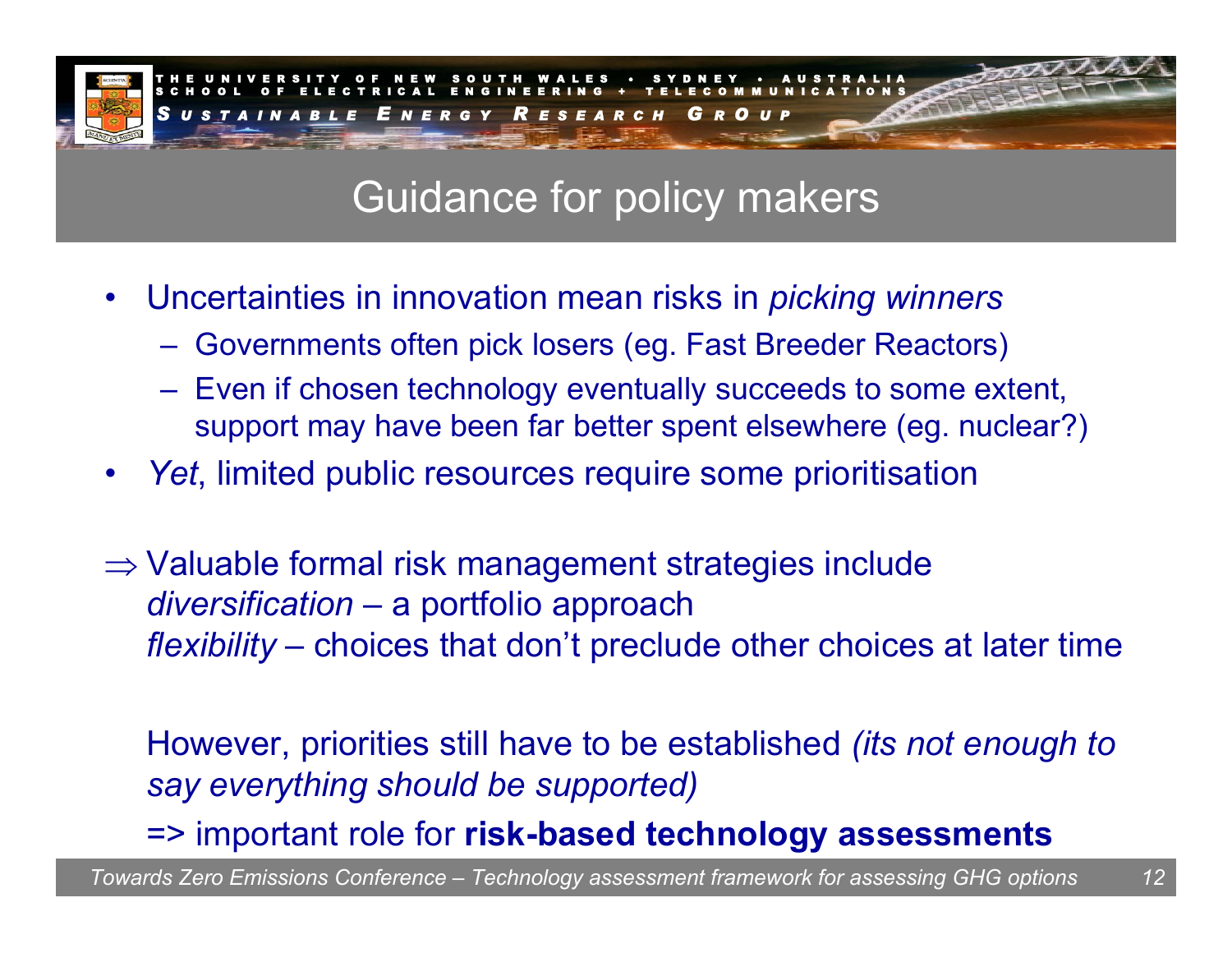# Guidance for policy makers

- Uncertainties in innovation mean risks in *picking winners*
  - Governments often pick losers (eg. Fast Breeder Reactors)
  - Even if chosen technology eventually succeeds to some extent, support may have been far better spent elsewhere (eg. nuclear?)
- *Yet*, limited public resources require some prioritisation

⇒ Valuable formal risk management strategies include
*diversification* – a portfolio approach
*flexibility* – choices that don't preclude other choices at later time

However, priorities still have to be established *(its not enough to say everything should be supported)*

=> important role for **risk-based technology assessments**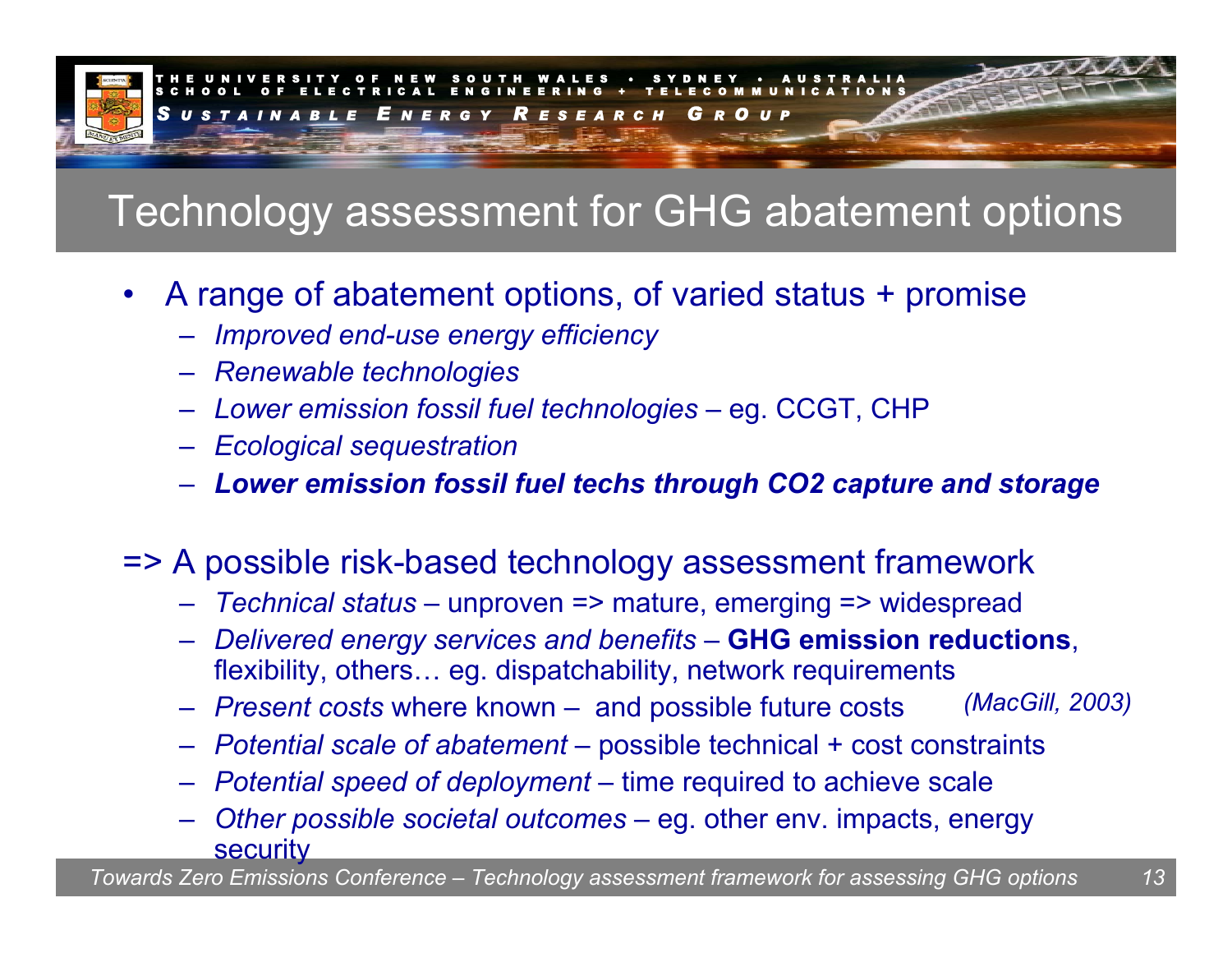# Technology assessment for GHG abatement options

- A range of abatement options, of varied status + promise
  - *Improved end-use energy efficiency*
  - *Renewable technologies*
  - *Lower emission fossil fuel technologies* – eg. CCGT, CHP
  - *Ecological sequestration*
  - ***Lower emission fossil fuel techs through CO2 capture and storage***

=> A possible risk-based technology assessment framework

- *Technical status* – unproven => mature, emerging => widespread
- *Delivered energy services and benefits* – **GHG emission reductions**, flexibility, others… eg. dispatchability, network requirements
- *Present costs* where known – and possible future costs *(MacGill, 2003)*
- *Potential scale of abatement* – possible technical + cost constraints
- *Potential speed of deployment* – time required to achieve scale
- *Other possible societal outcomes* – eg. other env. impacts, energy security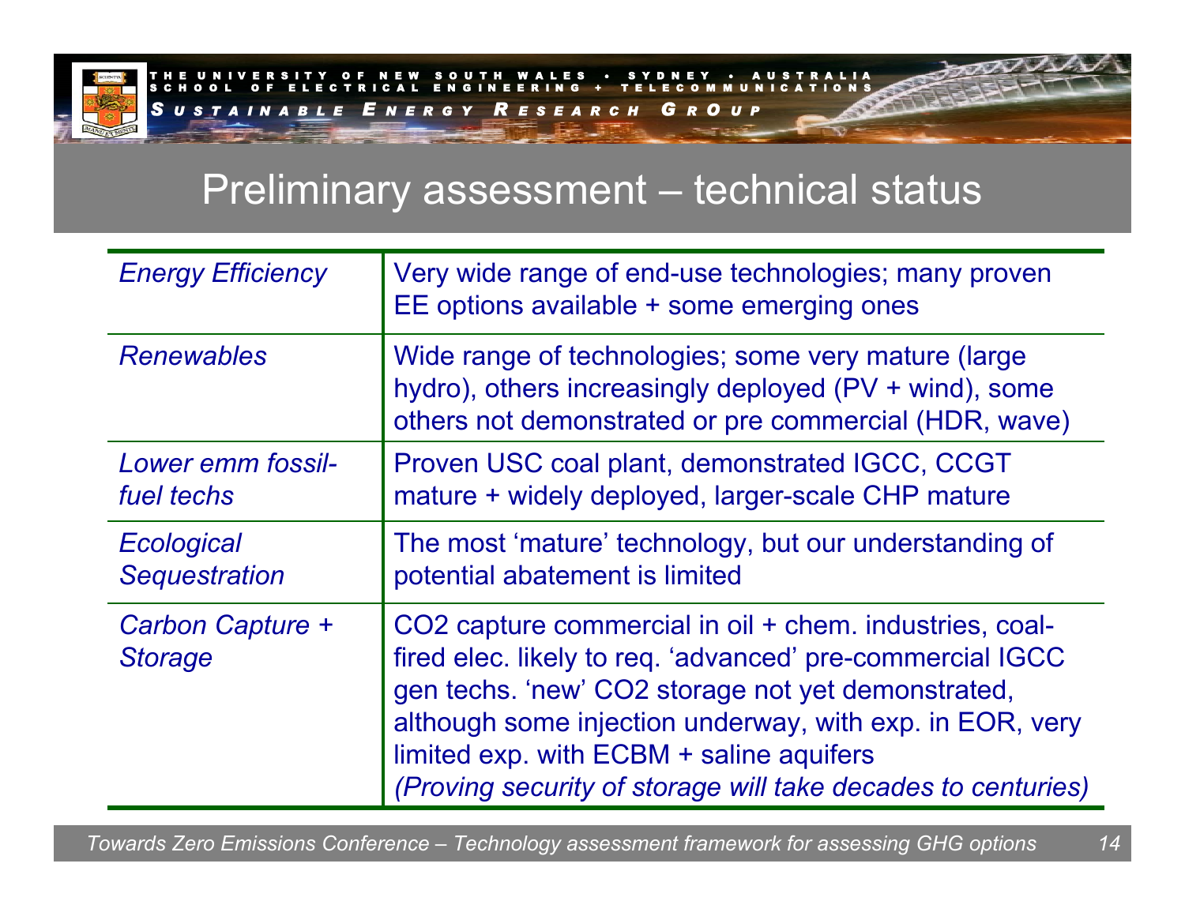# Preliminary assessment – technical status

| | |
|---|---|
| *Energy Efficiency* | Very wide range of end-use technologies; many proven EE options available + some emerging ones |
| *Renewables* | Wide range of technologies; some very mature (large hydro), others increasingly deployed (PV + wind), some others not demonstrated or pre commercial (HDR, wave) |
| *Lower emm fossil-fuel techs* | Proven USC coal plant, demonstrated IGCC, CCGT mature + widely deployed, larger-scale CHP mature |
| *Ecological Sequestration* | The most 'mature' technology, but our understanding of potential abatement is limited |
| *Carbon Capture + Storage* | CO2 capture commercial in oil + chem. industries, coal-fired elec. likely to req. 'advanced' pre-commercial IGCC gen techs. 'new' CO2 storage not yet demonstrated, although some injection underway, with exp. in EOR, very limited exp. with ECBM + saline aquifers *(Proving security of storage will take decades to centuries)* |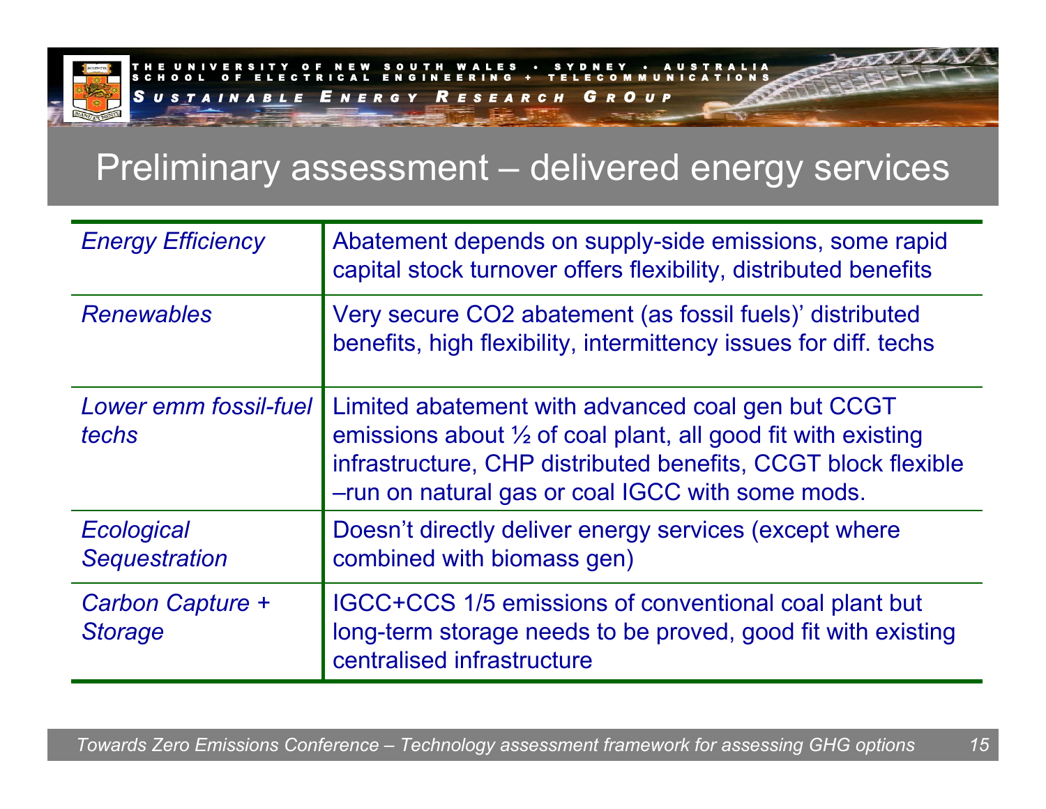# Preliminary assessment – delivered energy services

| | |
|---|---|
| *Energy Efficiency* | Abatement depends on supply-side emissions, some rapid capital stock turnover offers flexibility, distributed benefits |
| *Renewables* | Very secure $CO_2$ abatement (as fossil fuels)' distributed benefits, high flexibility, intermittency issues for diff. techs |
| *Lower emm fossil-fuel techs* | Limited abatement with advanced coal gen but CCGT emissions about ½ of coal plant, all good fit with existing infrastructure, CHP distributed benefits, CCGT block flexible –run on natural gas or coal IGCC with some mods. |
| *Ecological Sequestration* | Doesn't directly deliver energy services (except where combined with biomass gen) |
| *Carbon Capture + Storage* | IGCC+CCS 1/5 emissions of conventional coal plant but long-term storage needs to be proved, good fit with existing centralised infrastructure |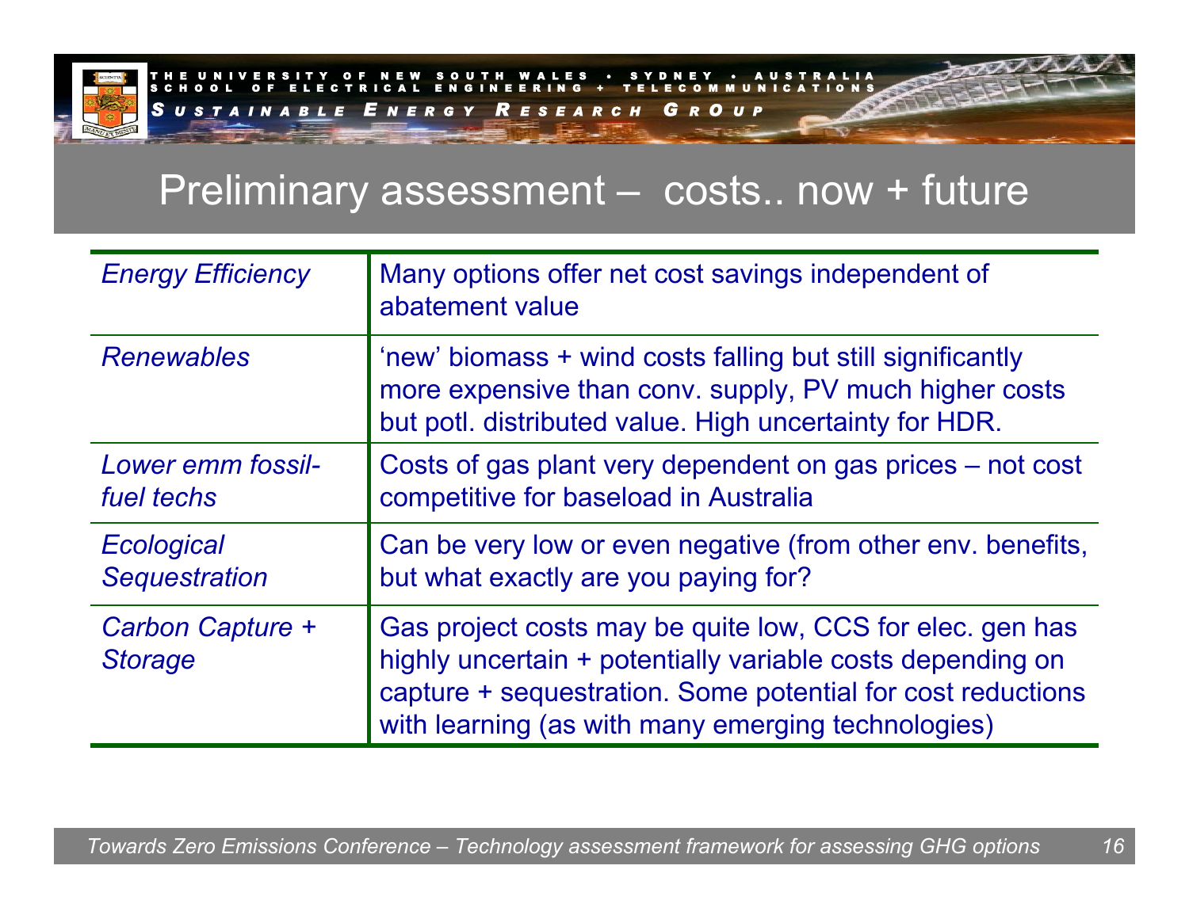# Preliminary assessment – costs.. now + future

| | |
|---|---|
| *Energy Efficiency* | Many options offer net cost savings independent of abatement value |
| *Renewables* | 'new' biomass + wind costs falling but still significantly more expensive than conv. supply, PV much higher costs but potl. distributed value. High uncertainty for HDR. |
| *Lower emm fossil-fuel techs* | Costs of gas plant very dependent on gas prices – not cost competitive for baseload in Australia |
| *Ecological Sequestration* | Can be very low or even negative (from other env. benefits, but what exactly are you paying for? |
| *Carbon Capture + Storage* | Gas project costs may be quite low, CCS for elec. gen has highly uncertain + potentially variable costs depending on capture + sequestration. Some potential for cost reductions with learning (as with many emerging technologies) |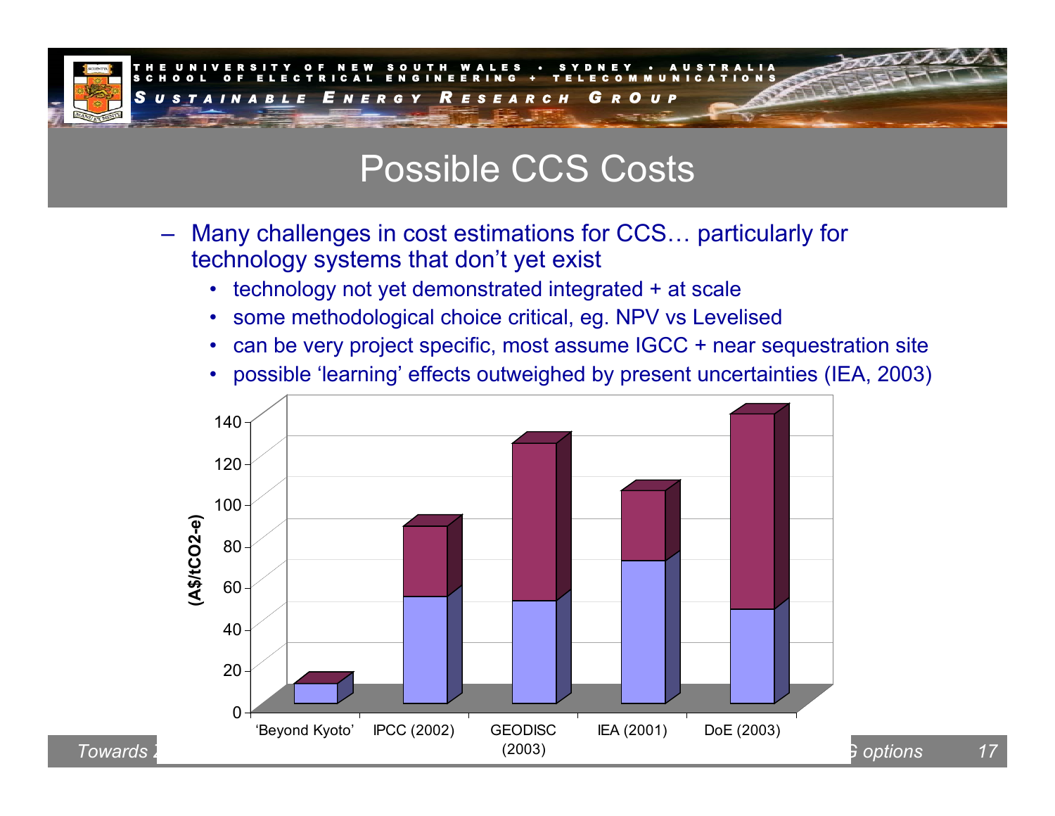# Possible CCS Costs

- Many challenges in cost estimations for CCS… particularly for technology systems that don't yet exist
  - technology not yet demonstrated integrated + at scale
  - some methodological choice critical, eg. NPV vs Levelised
  - can be very project specific, most assume IGCC + near sequestration site
  - possible 'learning' effects outweighed by present uncertainties (IEA, 2003)

(A$/tCO2-e)

140
120
100
80
60
40
20
0

'Beyond Kyoto' | IPCC (2002) | GEODISC (2003) | IEA (2001) | DoE (2003)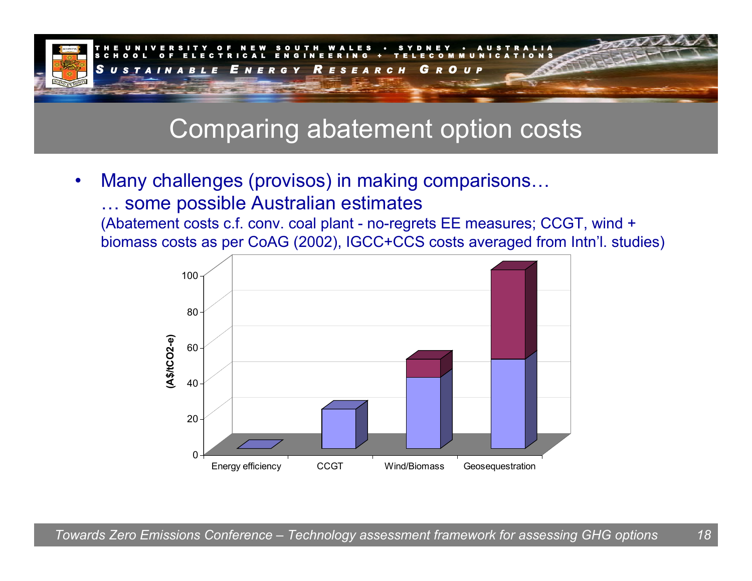# Comparing abatement option costs

- Many challenges (provisos) in making comparisons…
  … some possible Australian estimates
  (Abatement costs c.f. conv. coal plant - no-regrets EE measures; CCGT, wind + biomass costs as per CoAG (2002), IGCC+CCS costs averaged from Intn'l. studies)

| | Energy efficiency | CCGT | Wind/Biomass | Geosequestration |
|---|---|---|---|---|
| (A$/tCO2-e) lower | 0 | 22 | 40 | 50 |
| (A$/tCO2-e) upper | | | 50 | 100 |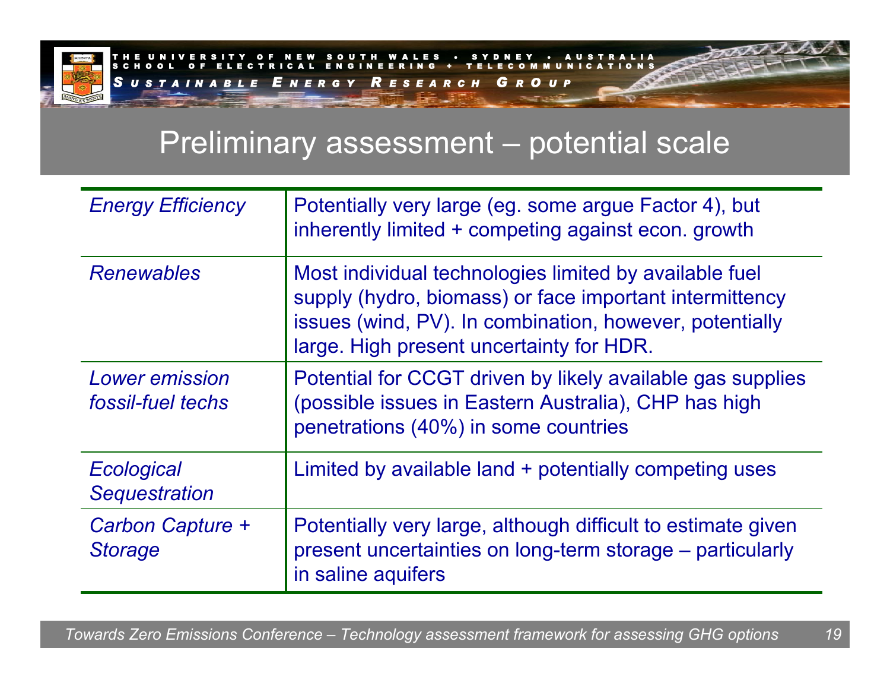# Preliminary assessment – potential scale

| | |
|---|---|
| *Energy Efficiency* | Potentially very large (eg. some argue Factor 4), but inherently limited + competing against econ. growth |
| *Renewables* | Most individual technologies limited by available fuel supply (hydro, biomass) or face important intermittency issues (wind, PV). In combination, however, potentially large. High present uncertainty for HDR. |
| *Lower emission fossil-fuel techs* | Potential for CCGT driven by likely available gas supplies (possible issues in Eastern Australia), CHP has high penetrations (40%) in some countries |
| *Ecological Sequestration* | Limited by available land + potentially competing uses |
| *Carbon Capture + Storage* | Potentially very large, although difficult to estimate given present uncertainties on long-term storage – particularly in saline aquifers |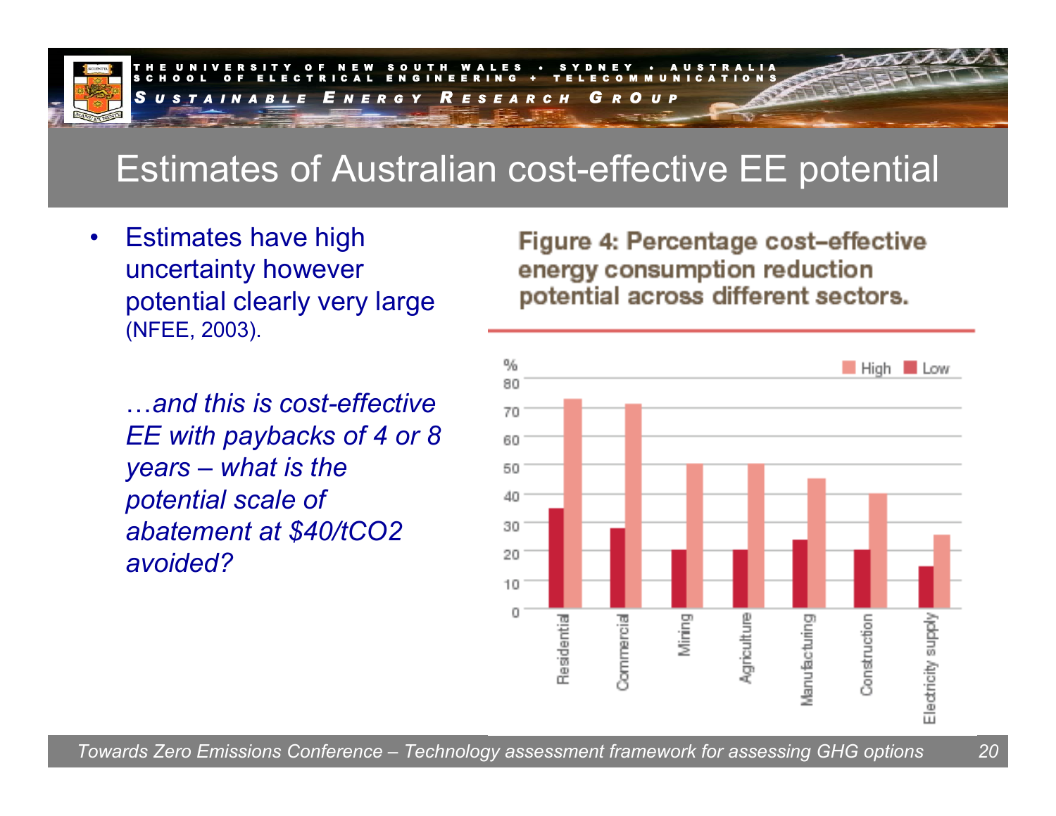# Estimates of Australian cost-effective EE potential

- Estimates have high uncertainty however potential clearly very large (NFEE, 2003).

  *…and this is cost-effective EE with paybacks of 4 or 8 years – what is the potential scale of abatement at \$40/tCO2 avoided?*

**Figure 4: Percentage cost-effective energy consumption reduction potential across different sectors.**

| Sector | Low (%) | High (%) |
|---|---|---|
| Residential | 35 | 73 |
| Commercial | 28 | 71 |
| Mining | 20 | 50 |
| Agriculture | 20 | 50 |
| Manufacturing | 24 | 45 |
| Construction | 20 | 40 |
| Electricity supply | 14 | 25 |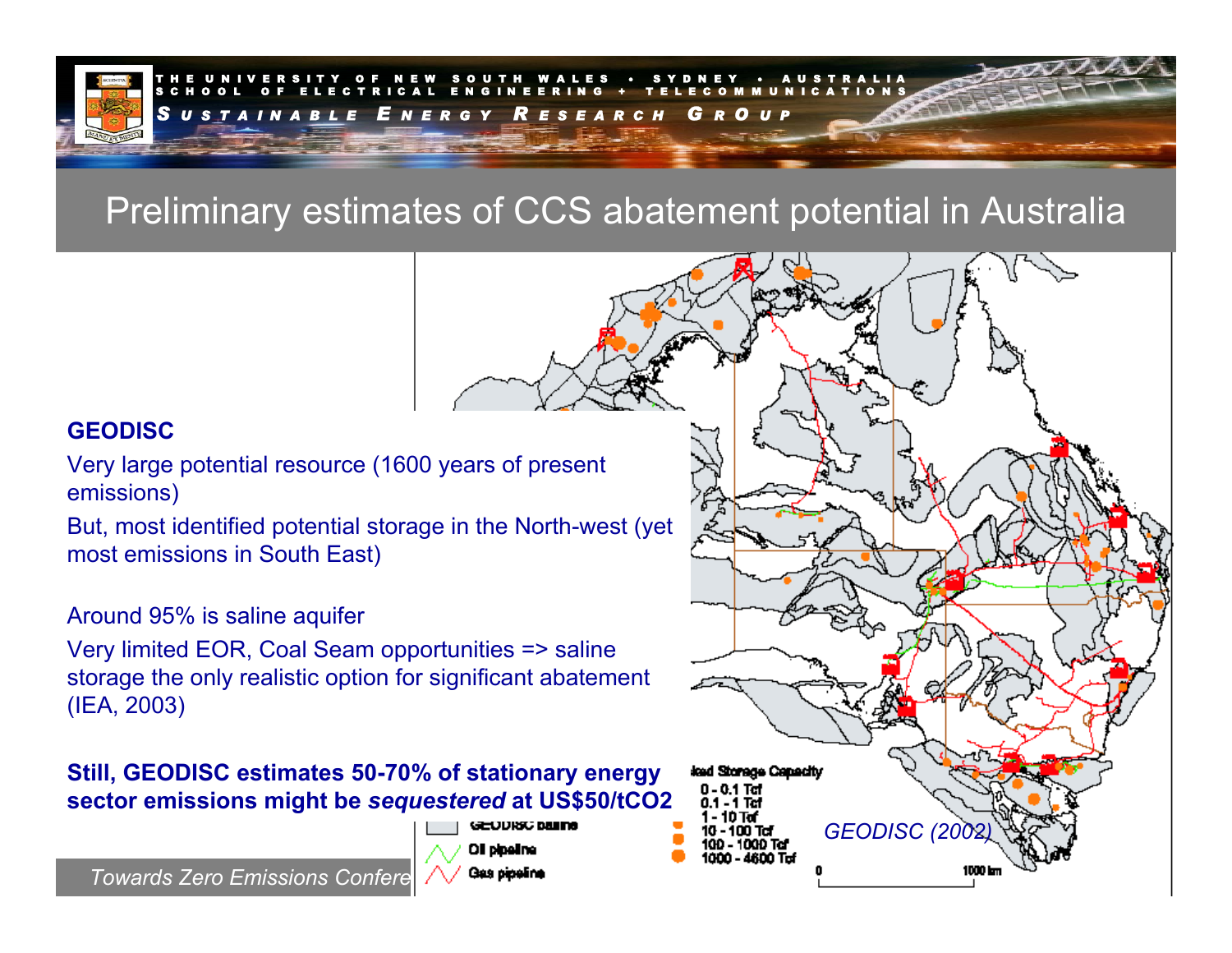# Preliminary estimates of CCS abatement potential in Australia

**GEODISC**

Very large potential resource (1600 years of present emissions)

But, most identified potential storage in the North-west (yet most emissions in South East)

Around 95% is saline aquifer

Very limited EOR, Coal Seam opportunities => saline storage the only realistic option for significant abatement (IEA, 2003)

**Still, GEODISC estimates 50-70% of stationary energy sector emissions might be *sequestered* at US$50/tCO2**

...ted Storage Capacity
- 0 - 0.1 Tcf
- 0.1 - 1 Tcf
- 1 - 10 Tcf
- 10 - 100 Tcf
- 100 - 1000 Tcf
- 1000 - 4600 Tcf

GEODISC basins

Oil pipeline

Gas pipeline

0 — 1000 km

*GEODISC (2002)*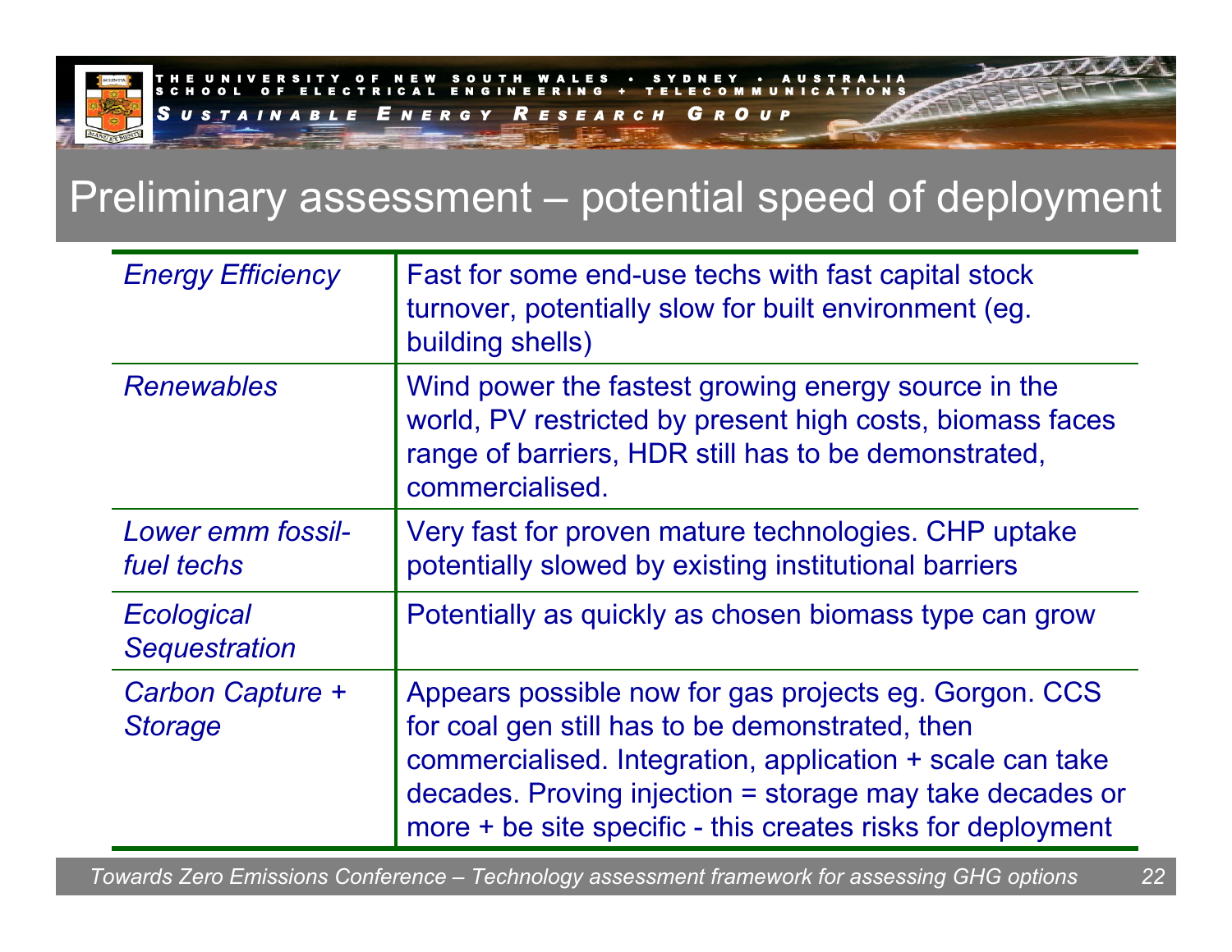## Preliminary assessment – potential speed of deployment

| | |
|---|---|
| *Energy Efficiency* | Fast for some end-use techs with fast capital stock turnover, potentially slow for built environment (eg. building shells) |
| *Renewables* | Wind power the fastest growing energy source in the world, PV restricted by present high costs, biomass faces range of barriers, HDR still has to be demonstrated, commercialised. |
| *Lower emm fossil-fuel techs* | Very fast for proven mature technologies. CHP uptake potentially slowed by existing institutional barriers |
| *Ecological Sequestration* | Potentially as quickly as chosen biomass type can grow |
| *Carbon Capture + Storage* | Appears possible now for gas projects eg. Gorgon. CCS for coal gen still has to be demonstrated, then commercialised. Integration, application + scale can take decades. Proving injection = storage may take decades or more + be site specific - this creates risks for deployment |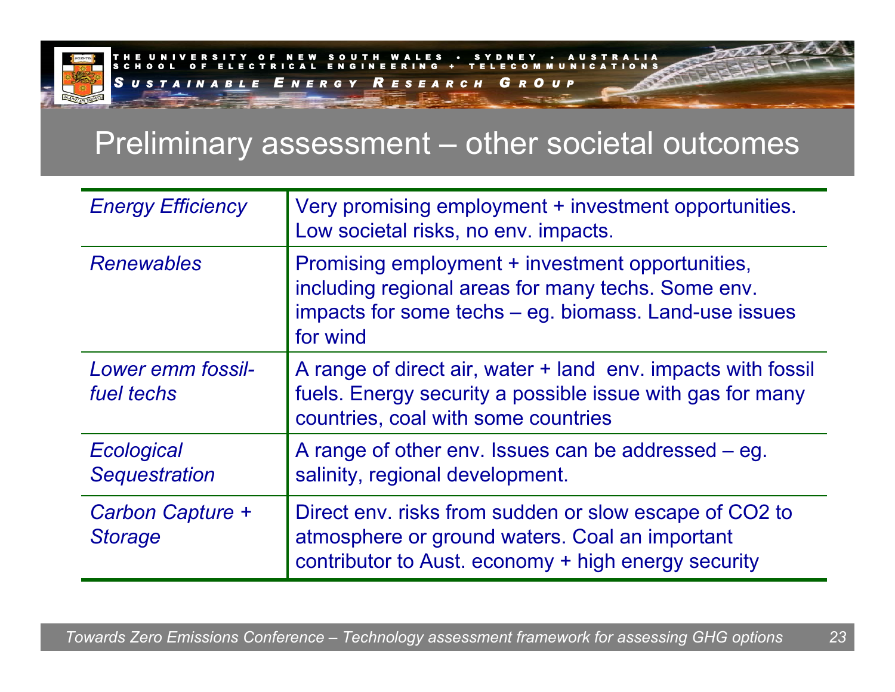# Preliminary assessment – other societal outcomes

| | |
|---|---|
| *Energy Efficiency* | Very promising employment + investment opportunities. Low societal risks, no env. impacts. |
| *Renewables* | Promising employment + investment opportunities, including regional areas for many techs. Some env. impacts for some techs – eg. biomass. Land-use issues for wind |
| *Lower emm fossil-fuel techs* | A range of direct air, water + land env. impacts with fossil fuels. Energy security a possible issue with gas for many countries, coal with some countries |
| *Ecological Sequestration* | A range of other env. Issues can be addressed – eg. salinity, regional development. |
| *Carbon Capture + Storage* | Direct env. risks from sudden or slow escape of $CO_2$ to atmosphere or ground waters. Coal an important contributor to Aust. economy + high energy security |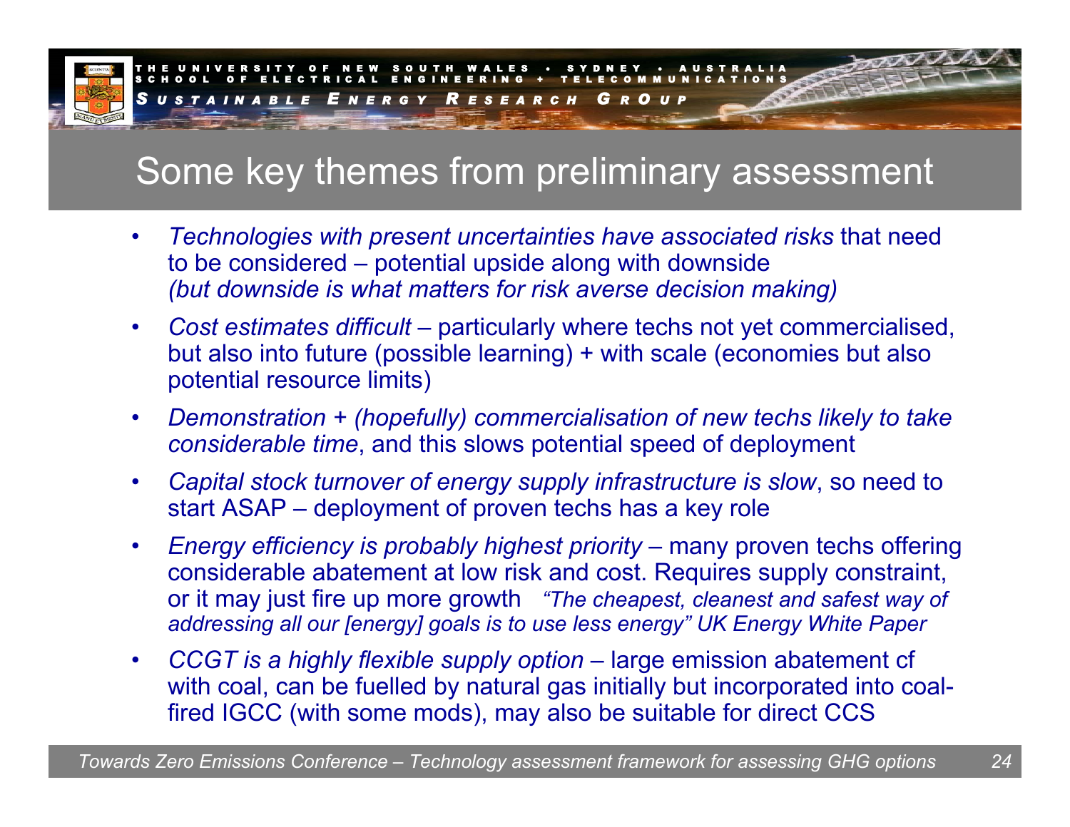# Some key themes from preliminary assessment

- *Technologies with present uncertainties have associated risks* that need to be considered – potential upside along with downside *(but downside is what matters for risk averse decision making)*
- *Cost estimates difficult* – particularly where techs not yet commercialised, but also into future (possible learning) + with scale (economies but also potential resource limits)
- *Demonstration + (hopefully) commercialisation of new techs likely to take considerable time*, and this slows potential speed of deployment
- *Capital stock turnover of energy supply infrastructure is slow*, so need to start ASAP – deployment of proven techs has a key role
- *Energy efficiency is probably highest priority* – many proven techs offering considerable abatement at low risk and cost. Requires supply constraint, or it may just fire up more growth *"The cheapest, cleanest and safest way of addressing all our [energy] goals is to use less energy" UK Energy White Paper*
- *CCGT is a highly flexible supply option* – large emission abatement cf with coal, can be fuelled by natural gas initially but incorporated into coal-fired IGCC (with some mods), may also be suitable for direct CCS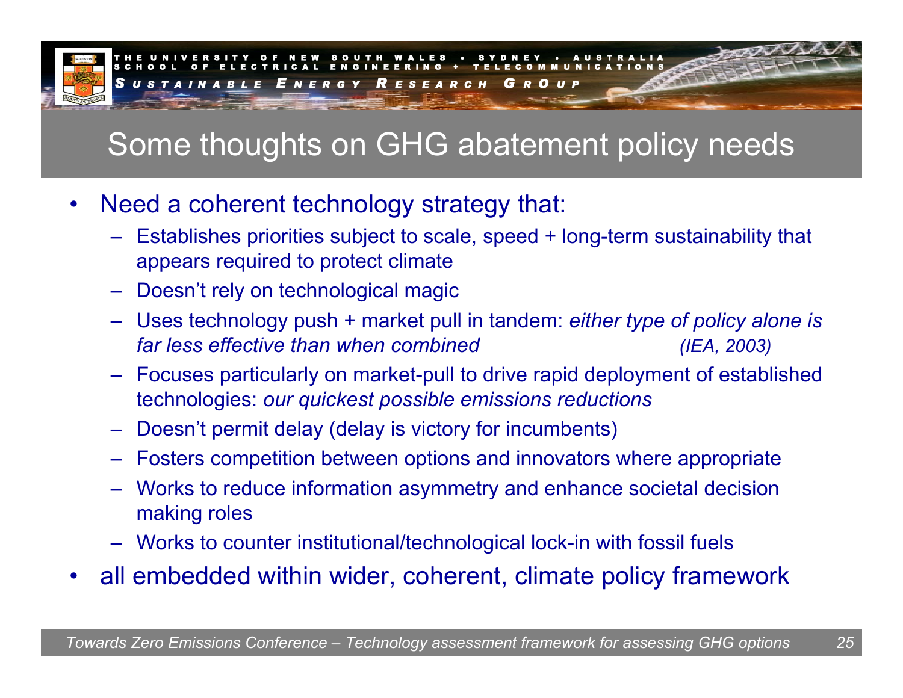# Some thoughts on GHG abatement policy needs

- Need a coherent technology strategy that:
  - Establishes priorities subject to scale, speed + long-term sustainability that appears required to protect climate
  - Doesn't rely on technological magic
  - Uses technology push + market pull in tandem: *either type of policy alone is far less effective than when combined* *(IEA, 2003)*
  - Focuses particularly on market-pull to drive rapid deployment of established technologies: *our quickest possible emissions reductions*
  - Doesn't permit delay (delay is victory for incumbents)
  - Fosters competition between options and innovators where appropriate
  - Works to reduce information asymmetry and enhance societal decision making roles
  - Works to counter institutional/technological lock-in with fossil fuels
- all embedded within wider, coherent, climate policy framework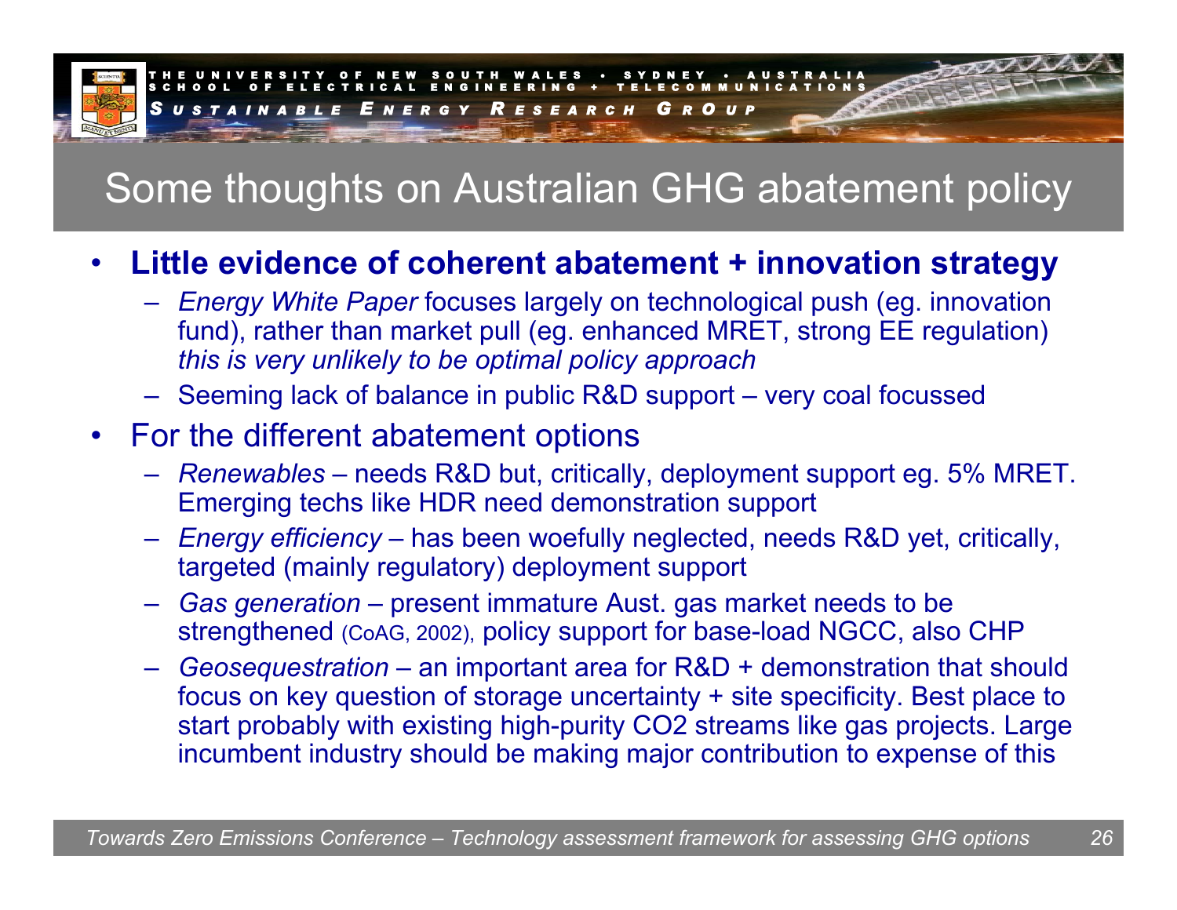# Some thoughts on Australian GHG abatement policy

- **Little evidence of coherent abatement + innovation strategy**
  - *Energy White Paper* focuses largely on technological push (eg. innovation fund), rather than market pull (eg. enhanced MRET, strong EE regulation) *this is very unlikely to be optimal policy approach*
  - Seeming lack of balance in public R&D support – very coal focussed
- For the different abatement options
  - *Renewables* – needs R&D but, critically, deployment support eg. 5% MRET. Emerging techs like HDR need demonstration support
  - *Energy efficiency* – has been woefully neglected, needs R&D yet, critically, targeted (mainly regulatory) deployment support
  - *Gas generation* – present immature Aust. gas market needs to be strengthened (CoAG, 2002), policy support for base-load NGCC, also CHP
  - *Geosequestration* – an important area for R&D + demonstration that should focus on key question of storage uncertainty + site specificity. Best place to start probably with existing high-purity $CO_2$ streams like gas projects. Large incumbent industry should be making major contribution to expense of this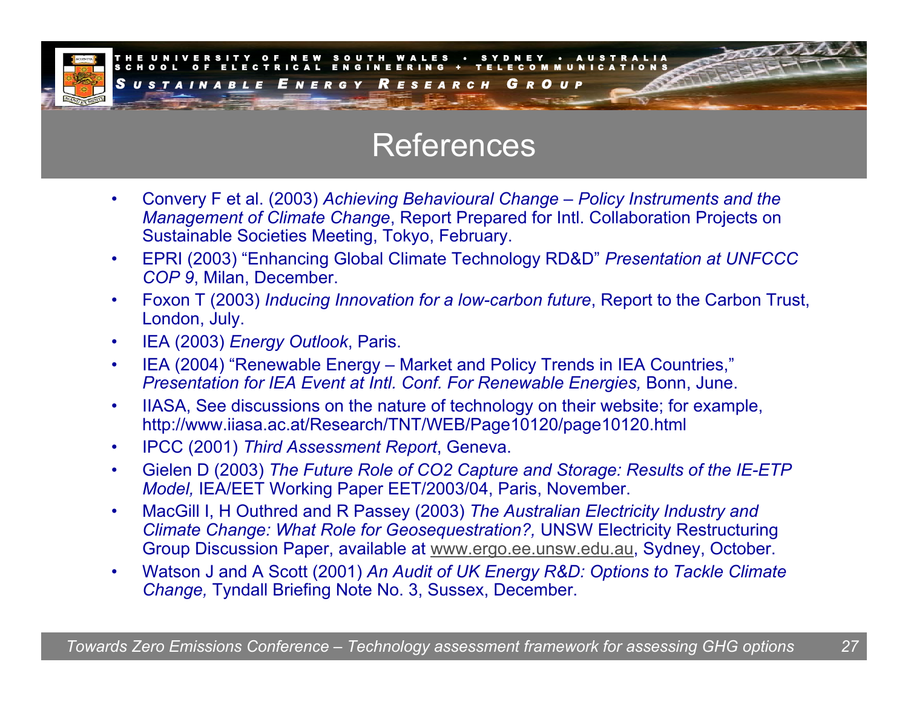# References

- Convery F et al. (2003) *Achieving Behavioural Change – Policy Instruments and the Management of Climate Change*, Report Prepared for Intl. Collaboration Projects on Sustainable Societies Meeting, Tokyo, February.
- EPRI (2003) "Enhancing Global Climate Technology RD&D" *Presentation at UNFCCC COP 9*, Milan, December.
- Foxon T (2003) *Inducing Innovation for a low-carbon future*, Report to the Carbon Trust, London, July.
- IEA (2003) *Energy Outlook*, Paris.
- IEA (2004) "Renewable Energy – Market and Policy Trends in IEA Countries," *Presentation for IEA Event at Intl. Conf. For Renewable Energies,* Bonn, June.
- IIASA, See discussions on the nature of technology on their website; for example, http://www.iiasa.ac.at/Research/TNT/WEB/Page10120/page10120.html
- IPCC (2001) *Third Assessment Report*, Geneva.
- Gielen D (2003) *The Future Role of CO2 Capture and Storage: Results of the IE-ETP Model,* IEA/EET Working Paper EET/2003/04, Paris, November.
- MacGill I, H Outhred and R Passey (2003) *The Australian Electricity Industry and Climate Change: What Role for Geosequestration?,* UNSW Electricity Restructuring Group Discussion Paper, available at www.ergo.ee.unsw.edu.au, Sydney, October.
- Watson J and A Scott (2001) *An Audit of UK Energy R&D: Options to Tackle Climate Change,* Tyndall Briefing Note No. 3, Sussex, December.